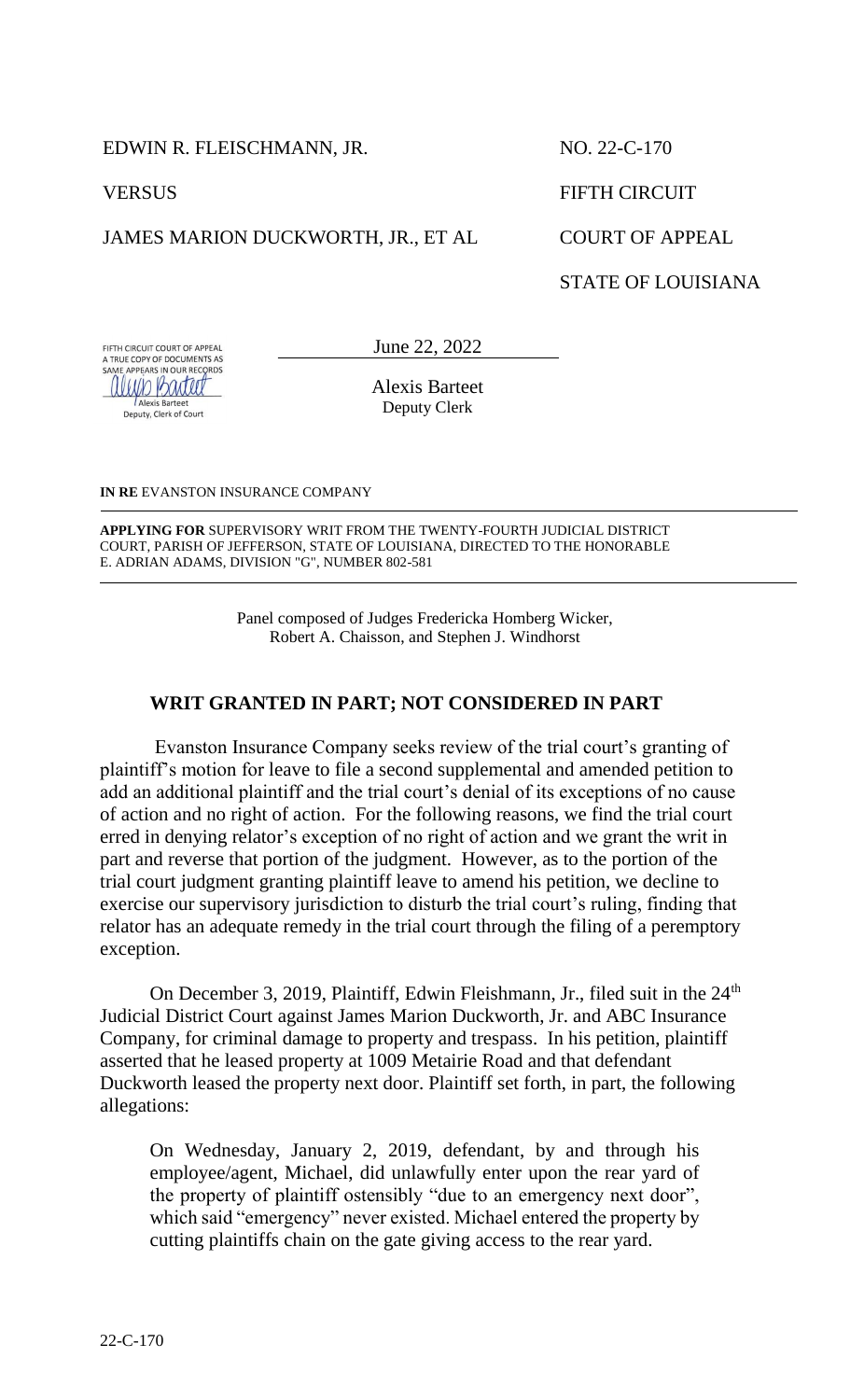EDWIN R. FLEISCHMANN, JR.

VERSUS

JAMES MARION DUCKWORTH, JR., ET AL

NO. 22-C-170

FIFTH CIRCUIT

COURT OF APPEAL

STATE OF LOUISIANA

FIFTH CIRCUIT COURT OF APPEAL
A TRUE COPY OF DOCUMENTS AS
SAME APPEARS IN OUR RECORDS
Alexis Barteet
Deputy, Clerk of Court

June 22, 2022

Alexis Barteet
Deputy Clerk

**IN RE** EVANSTON INSURANCE COMPANY

**APPLYING FOR** SUPERVISORY WRIT FROM THE TWENTY-FOURTH JUDICIAL DISTRICT COURT, PARISH OF JEFFERSON, STATE OF LOUISIANA, DIRECTED TO THE HONORABLE E. ADRIAN ADAMS, DIVISION "G", NUMBER 802-581

Panel composed of Judges Fredericka Homberg Wicker, Robert A. Chaisson, and Stephen J. Windhorst

## WRIT GRANTED IN PART; NOT CONSIDERED IN PART

Evanston Insurance Company seeks review of the trial court's granting of plaintiff's motion for leave to file a second supplemental and amended petition to add an additional plaintiff and the trial court's denial of its exceptions of no cause of action and no right of action. For the following reasons, we find the trial court erred in denying relator's exception of no right of action and we grant the writ in part and reverse that portion of the judgment. However, as to the portion of the trial court judgment granting plaintiff leave to amend his petition, we decline to exercise our supervisory jurisdiction to disturb the trial court's ruling, finding that relator has an adequate remedy in the trial court through the filing of a peremptory exception.

On December 3, 2019, Plaintiff, Edwin Fleishmann, Jr., filed suit in the 24th Judicial District Court against James Marion Duckworth, Jr. and ABC Insurance Company, for criminal damage to property and trespass. In his petition, plaintiff asserted that he leased property at 1009 Metairie Road and that defendant Duckworth leased the property next door. Plaintiff set forth, in part, the following allegations:

> On Wednesday, January 2, 2019, defendant, by and through his employee/agent, Michael, did unlawfully enter upon the rear yard of the property of plaintiff ostensibly "due to an emergency next door", which said "emergency" never existed. Michael entered the property by cutting plaintiffs chain on the gate giving access to the rear yard.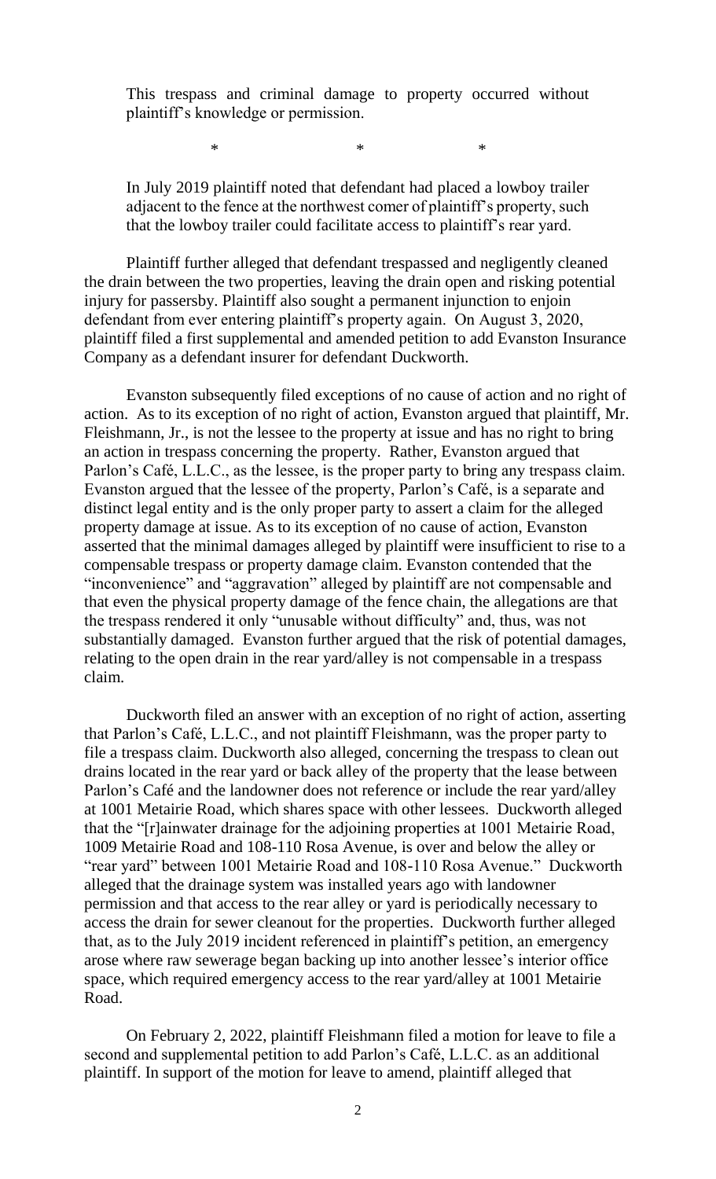> This trespass and criminal damage to property occurred without plaintiff's knowledge or permission.
>
> \* \* \*
>
> In July 2019 plaintiff noted that defendant had placed a lowboy trailer adjacent to the fence at the northwest comer of plaintiff's property, such that the lowboy trailer could facilitate access to plaintiff's rear yard.

Plaintiff further alleged that defendant trespassed and negligently cleaned the drain between the two properties, leaving the drain open and risking potential injury for passersby. Plaintiff also sought a permanent injunction to enjoin defendant from ever entering plaintiff's property again. On August 3, 2020, plaintiff filed a first supplemental and amended petition to add Evanston Insurance Company as a defendant insurer for defendant Duckworth.

Evanston subsequently filed exceptions of no cause of action and no right of action. As to its exception of no right of action, Evanston argued that plaintiff, Mr. Fleishmann, Jr., is not the lessee to the property at issue and has no right to bring an action in trespass concerning the property. Rather, Evanston argued that Parlon's Café, L.L.C., as the lessee, is the proper party to bring any trespass claim. Evanston argued that the lessee of the property, Parlon's Café, is a separate and distinct legal entity and is the only proper party to assert a claim for the alleged property damage at issue. As to its exception of no cause of action, Evanston asserted that the minimal damages alleged by plaintiff were insufficient to rise to a compensable trespass or property damage claim. Evanston contended that the "inconvenience" and "aggravation" alleged by plaintiff are not compensable and that even the physical property damage of the fence chain, the allegations are that the trespass rendered it only "unusable without difficulty" and, thus, was not substantially damaged. Evanston further argued that the risk of potential damages, relating to the open drain in the rear yard/alley is not compensable in a trespass claim.

Duckworth filed an answer with an exception of no right of action, asserting that Parlon's Café, L.L.C., and not plaintiff Fleishmann, was the proper party to file a trespass claim. Duckworth also alleged, concerning the trespass to clean out drains located in the rear yard or back alley of the property that the lease between Parlon's Café and the landowner does not reference or include the rear yard/alley at 1001 Metairie Road, which shares space with other lessees. Duckworth alleged that the "[r]ainwater drainage for the adjoining properties at 1001 Metairie Road, 1009 Metairie Road and 108-110 Rosa Avenue, is over and below the alley or "rear yard" between 1001 Metairie Road and 108-110 Rosa Avenue." Duckworth alleged that the drainage system was installed years ago with landowner permission and that access to the rear alley or yard is periodically necessary to access the drain for sewer cleanout for the properties. Duckworth further alleged that, as to the July 2019 incident referenced in plaintiff's petition, an emergency arose where raw sewerage began backing up into another lessee's interior office space, which required emergency access to the rear yard/alley at 1001 Metairie Road.

On February 2, 2022, plaintiff Fleishmann filed a motion for leave to file a second and supplemental petition to add Parlon's Café, L.L.C. as an additional plaintiff. In support of the motion for leave to amend, plaintiff alleged that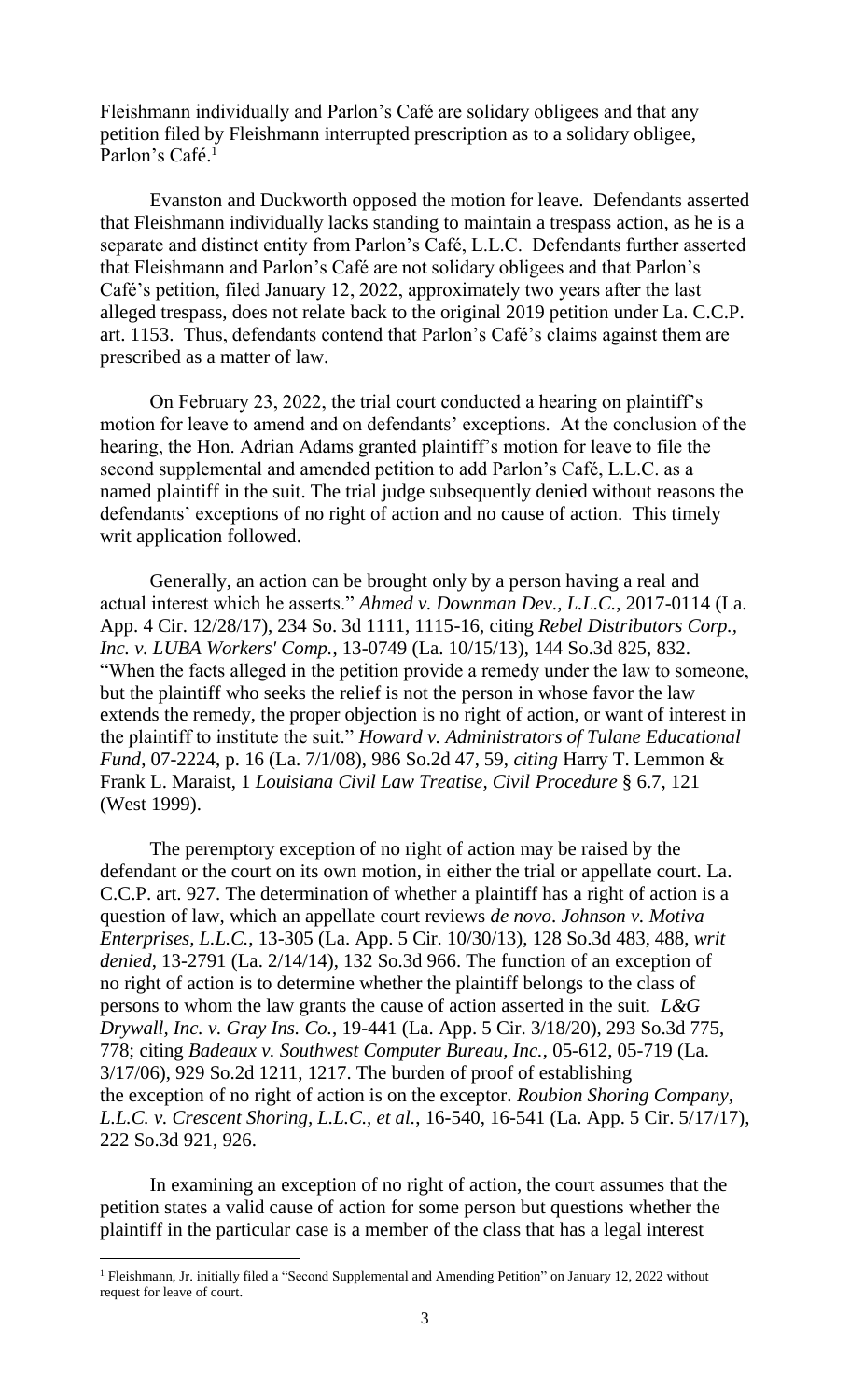Fleishmann individually and Parlon's Café are solidary obligees and that any petition filed by Fleishmann interrupted prescription as to a solidary obligee, Parlon's Café.[1]

Evanston and Duckworth opposed the motion for leave. Defendants asserted that Fleishmann individually lacks standing to maintain a trespass action, as he is a separate and distinct entity from Parlon's Café, L.L.C. Defendants further asserted that Fleishmann and Parlon's Café are not solidary obligees and that Parlon's Café's petition, filed January 12, 2022, approximately two years after the last alleged trespass, does not relate back to the original 2019 petition under La. C.C.P. art. 1153. Thus, defendants contend that Parlon's Café's claims against them are prescribed as a matter of law.

On February 23, 2022, the trial court conducted a hearing on plaintiff's motion for leave to amend and on defendants' exceptions. At the conclusion of the hearing, the Hon. Adrian Adams granted plaintiff's motion for leave to file the second supplemental and amended petition to add Parlon's Café, L.L.C. as a named plaintiff in the suit. The trial judge subsequently denied without reasons the defendants' exceptions of no right of action and no cause of action. This timely writ application followed.

Generally, an action can be brought only by a person having a real and actual interest which he asserts." *Ahmed v. Downman Dev., L.L.C.*, 2017-0114 (La. App. 4 Cir. 12/28/17), 234 So. 3d 1111, 1115-16, citing *Rebel Distributors Corp., Inc. v. LUBA Workers' Comp.*, 13-0749 (La. 10/15/13), 144 So.3d 825, 832. "When the facts alleged in the petition provide a remedy under the law to someone, but the plaintiff who seeks the relief is not the person in whose favor the law extends the remedy, the proper objection is no right of action, or want of interest in the plaintiff to institute the suit." *Howard v. Administrators of Tulane Educational Fund*, 07-2224, p. 16 (La. 7/1/08), 986 So.2d 47, 59, *citing* Harry T. Lemmon & Frank L. Maraist, 1 *Louisiana Civil Law Treatise, Civil Procedure* § 6.7, 121 (West 1999).

The peremptory exception of no right of action may be raised by the defendant or the court on its own motion, in either the trial or appellate court. La. C.C.P. art. 927. The determination of whether a plaintiff has a right of action is a question of law, which an appellate court reviews *de novo*. *Johnson v. Motiva Enterprises, L.L.C.*, 13-305 (La. App. 5 Cir. 10/30/13), 128 So.3d 483, 488, *writ denied*, 13-2791 (La. 2/14/14), 132 So.3d 966. The function of an exception of no right of action is to determine whether the plaintiff belongs to the class of persons to whom the law grants the cause of action asserted in the suit. *L&G Drywall, Inc. v. Gray Ins. Co.*, 19-441 (La. App. 5 Cir. 3/18/20), 293 So.3d 775, 778; citing *Badeaux v. Southwest Computer Bureau, Inc.*, 05-612, 05-719 (La. 3/17/06), 929 So.2d 1211, 1217. The burden of proof of establishing the exception of no right of action is on the exceptor. *Roubion Shoring Company, L.L.C. v. Crescent Shoring, L.L.C., et al.*, 16-540, 16-541 (La. App. 5 Cir. 5/17/17), 222 So.3d 921, 926.

In examining an exception of no right of action, the court assumes that the petition states a valid cause of action for some person but questions whether the plaintiff in the particular case is a member of the class that has a legal interest

---

[1] Fleishmann, Jr. initially filed a "Second Supplemental and Amending Petition" on January 12, 2022 without request for leave of court.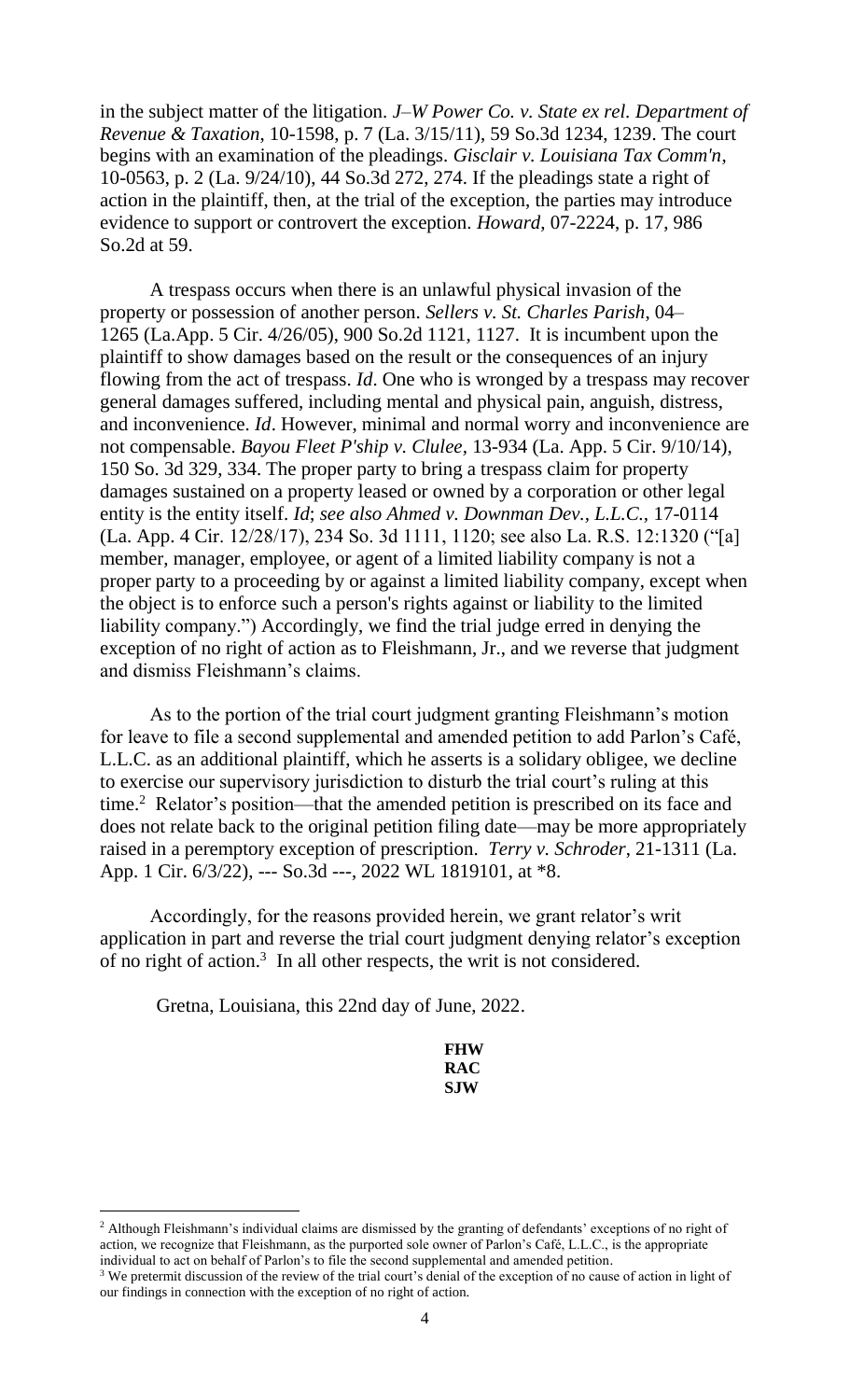in the subject matter of the litigation. *J–W Power Co. v. State ex rel. Department of Revenue & Taxation*, 10-1598, p. 7 (La. 3/15/11), 59 So.3d 1234, 1239. The court begins with an examination of the pleadings. *Gisclair v. Louisiana Tax Comm'n*, 10-0563, p. 2 (La. 9/24/10), 44 So.3d 272, 274. If the pleadings state a right of action in the plaintiff, then, at the trial of the exception, the parties may introduce evidence to support or controvert the exception. *Howard*, 07-2224, p. 17, 986 So.2d at 59.

A trespass occurs when there is an unlawful physical invasion of the property or possession of another person. *Sellers v. St. Charles Parish*, 04–1265 (La.App. 5 Cir. 4/26/05), 900 So.2d 1121, 1127. It is incumbent upon the plaintiff to show damages based on the result or the consequences of an injury flowing from the act of trespass. *Id*. One who is wronged by a trespass may recover general damages suffered, including mental and physical pain, anguish, distress, and inconvenience. *Id*. However, minimal and normal worry and inconvenience are not compensable. *Bayou Fleet P'ship v. Clulee*, 13-934 (La. App. 5 Cir. 9/10/14), 150 So. 3d 329, 334. The proper party to bring a trespass claim for property damages sustained on a property leased or owned by a corporation or other legal entity is the entity itself. *Id*; *see also Ahmed v. Downman Dev., L.L.C.,* 17-0114 (La. App. 4 Cir. 12/28/17), 234 So. 3d 1111, 1120; see also La. R.S. 12:1320 ("[a] member, manager, employee, or agent of a limited liability company is not a proper party to a proceeding by or against a limited liability company, except when the object is to enforce such a person's rights against or liability to the limited liability company.") Accordingly, we find the trial judge erred in denying the exception of no right of action as to Fleishmann, Jr., and we reverse that judgment and dismiss Fleishmann's claims.

As to the portion of the trial court judgment granting Fleishmann's motion for leave to file a second supplemental and amended petition to add Parlon's Café, L.L.C. as an additional plaintiff, which he asserts is a solidary obligee, we decline to exercise our supervisory jurisdiction to disturb the trial court's ruling at this time.[2] Relator's position—that the amended petition is prescribed on its face and does not relate back to the original petition filing date—may be more appropriately raised in a peremptory exception of prescription. *Terry v. Schroder*, 21-1311 (La. App. 1 Cir. 6/3/22), --- So.3d ---, 2022 WL 1819101, at *8.

Accordingly, for the reasons provided herein, we grant relator's writ application in part and reverse the trial court judgment denying relator's exception of no right of action.[3] In all other respects, the writ is not considered.

Gretna, Louisiana, this 22nd day of June, 2022.

**FHW**
**RAC**
**SJW**

---

[2] Although Fleishmann's individual claims are dismissed by the granting of defendants' exceptions of no right of action, we recognize that Fleishmann, as the purported sole owner of Parlon's Café, L.L.C., is the appropriate individual to act on behalf of Parlon's to file the second supplemental and amended petition.

[3] We pretermit discussion of the review of the trial court's denial of the exception of no cause of action in light of our findings in connection with the exception of no right of action.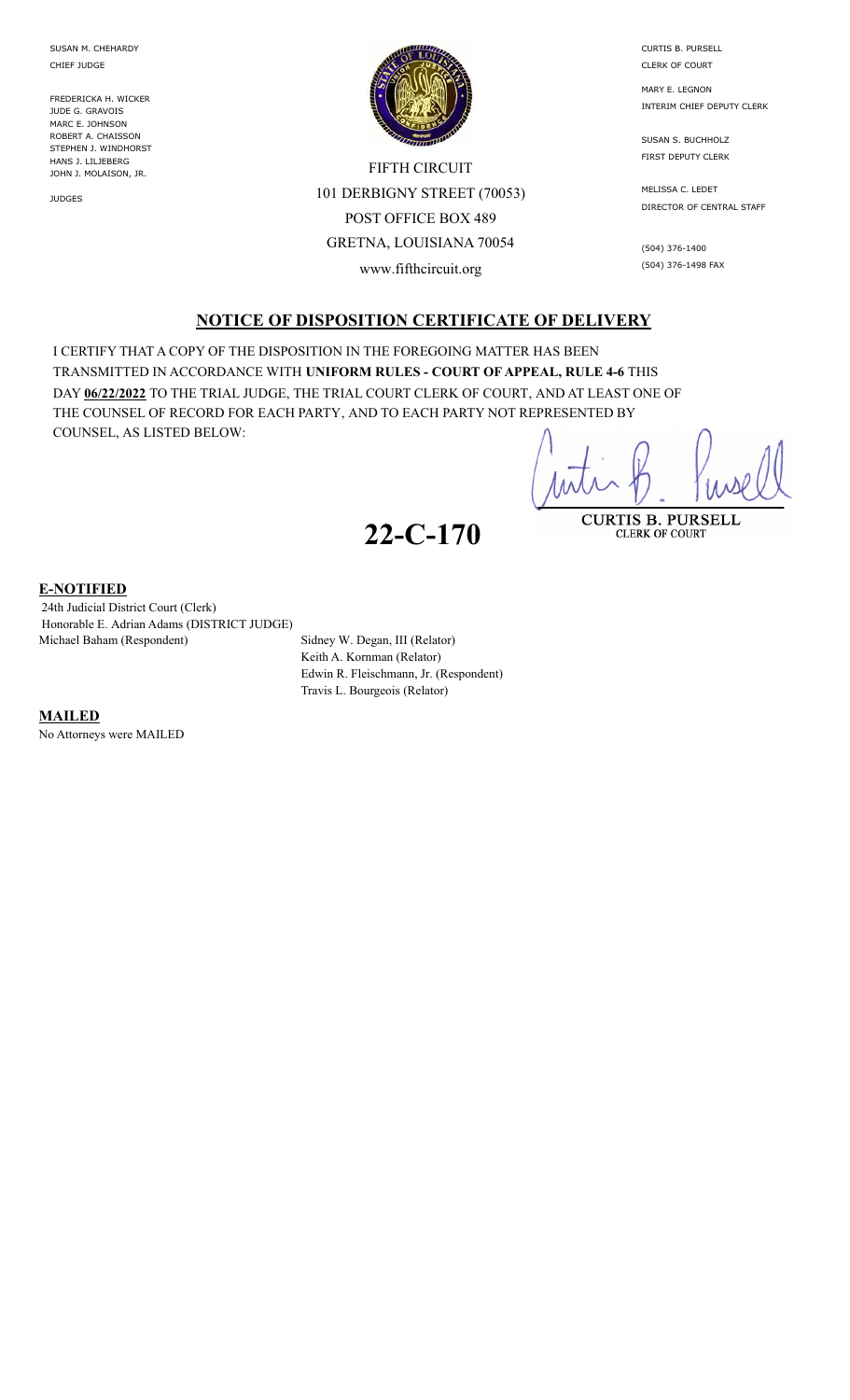SUSAN M. CHEHARDY
CHIEF JUDGE

FREDERICKA H. WICKER
JUDE G. GRAVOIS
MARC E. JOHNSON
ROBERT A. CHAISSON
STEPHEN J. WINDHORST
HANS J. LILJEBERG
JOHN J. MOLAISON, JR.

JUDGES

FIFTH CIRCUIT
101 DERBIGNY STREET (70053)
POST OFFICE BOX 489
GRETNA, LOUISIANA 70054
www.fifthcircuit.org

CURTIS B. PURSELL
CLERK OF COURT

MARY E. LEGNON
INTERIM CHIEF DEPUTY CLERK

SUSAN S. BUCHHOLZ
FIRST DEPUTY CLERK

MELISSA C. LEDET
DIRECTOR OF CENTRAL STAFF

(504) 376-1400
(504) 376-1498 FAX

## NOTICE OF DISPOSITION CERTIFICATE OF DELIVERY

I CERTIFY THAT A COPY OF THE DISPOSITION IN THE FOREGOING MATTER HAS BEEN TRANSMITTED IN ACCORDANCE WITH **UNIFORM RULES - COURT OF APPEAL, RULE 4-6** THIS DAY **06/22/2022** TO THE TRIAL JUDGE, THE TRIAL COURT CLERK OF COURT, AND AT LEAST ONE OF THE COUNSEL OF RECORD FOR EACH PARTY, AND TO EACH PARTY NOT REPRESENTED BY COUNSEL, AS LISTED BELOW:

CURTIS B. PURSELL
CLERK OF COURT

# 22-C-170

**E-NOTIFIED**

24th Judicial District Court (Clerk)
Honorable E. Adrian Adams (DISTRICT JUDGE)
Michael Baham (Respondent)
Sidney W. Degan, III (Relator)
Keith A. Kornman (Relator)
Edwin R. Fleischmann, Jr. (Respondent)
Travis L. Bourgeois (Relator)

**MAILED**

No Attorneys were MAILED